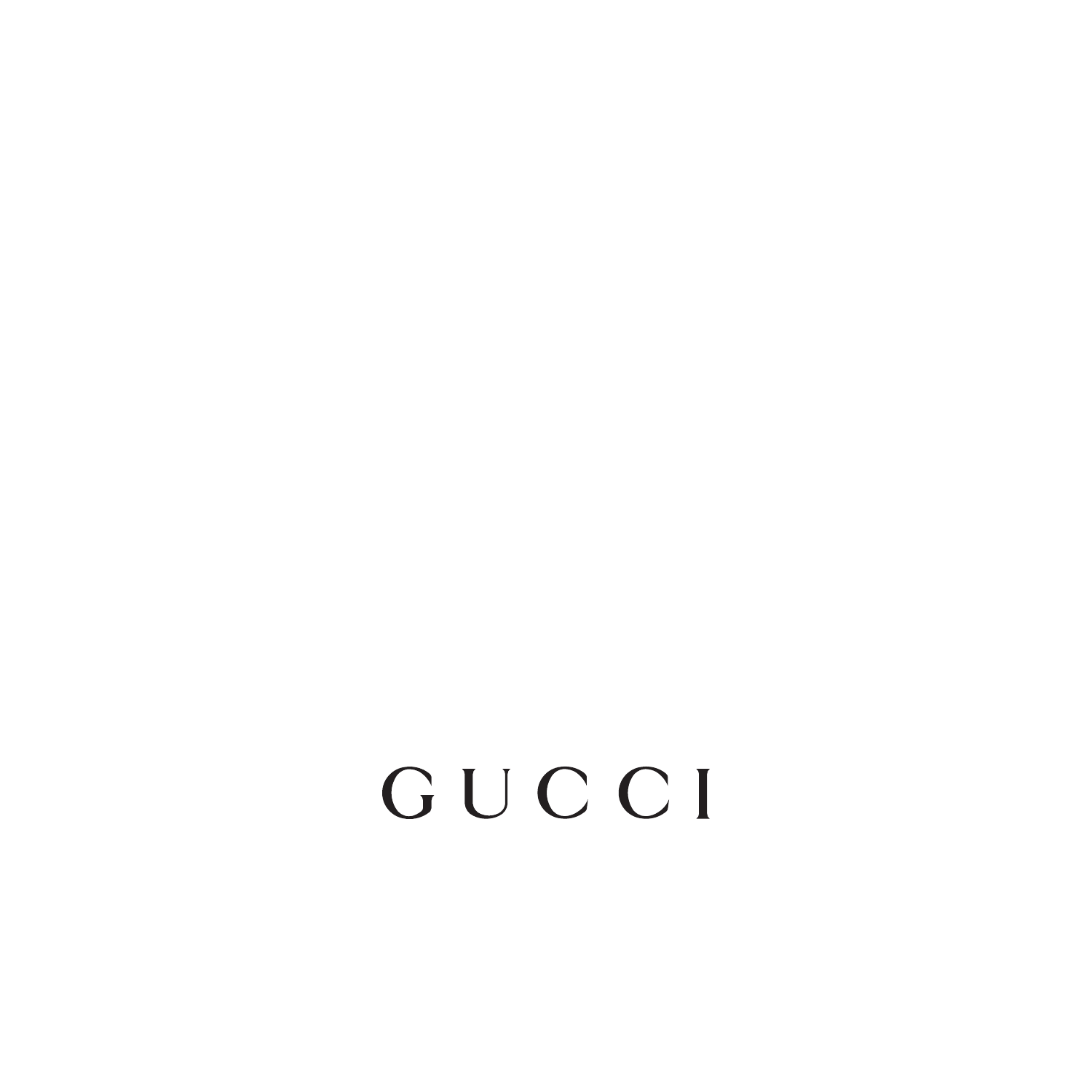GUCCI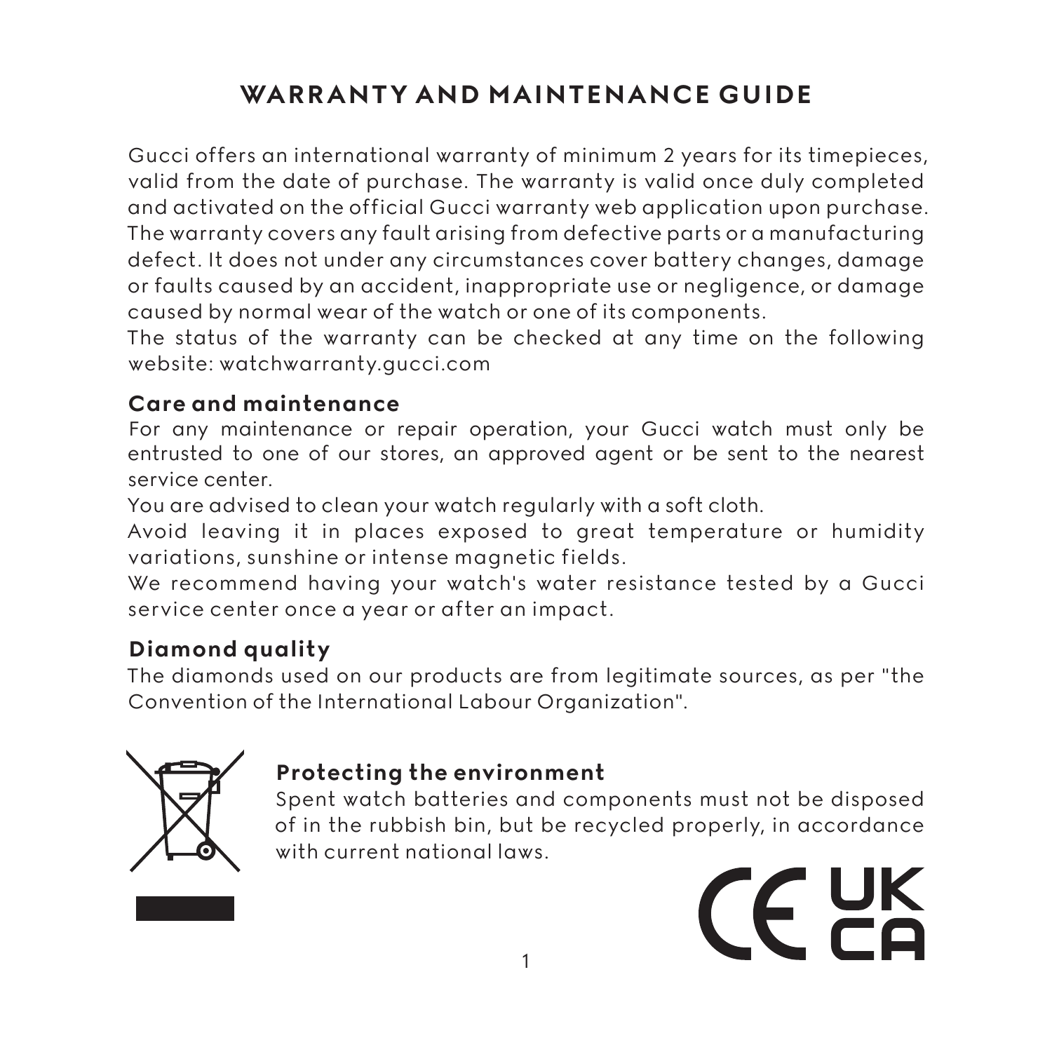# WARRANTY AND MAINTENANCE GUIDE

Gucci offers an international warranty of minimum 2 years for its timepieces, valid from the date of purchase. The warranty is valid once duly completed and activated on the official Gucci warranty web application upon purchase. The warranty covers any fault arising from defective parts or a manufacturing defect. It does not under any circumstances cover battery changes, damage or faults caused by an accident, inappropriate use or negligence, or damage caused by normal wear of the watch or one of its components.
The status of the warranty can be checked at any time on the following website: watchwarranty.gucci.com

## Care and maintenance

For any maintenance or repair operation, your Gucci watch must only be entrusted to one of our stores, an approved agent or be sent to the nearest service center.
You are advised to clean your watch regularly with a soft cloth.
Avoid leaving it in places exposed to great temperature or humidity variations, sunshine or intense magnetic fields.
We recommend having your watch's water resistance tested by a Gucci service center once a year or after an impact.

## Diamond quality

The diamonds used on our products are from legitimate sources, as per "the Convention of the International Labour Organization".

## Protecting the environment

Spent watch batteries and components must not be disposed of in the rubbish bin, but be recycled properly, in accordance with current national laws.

CE UKCA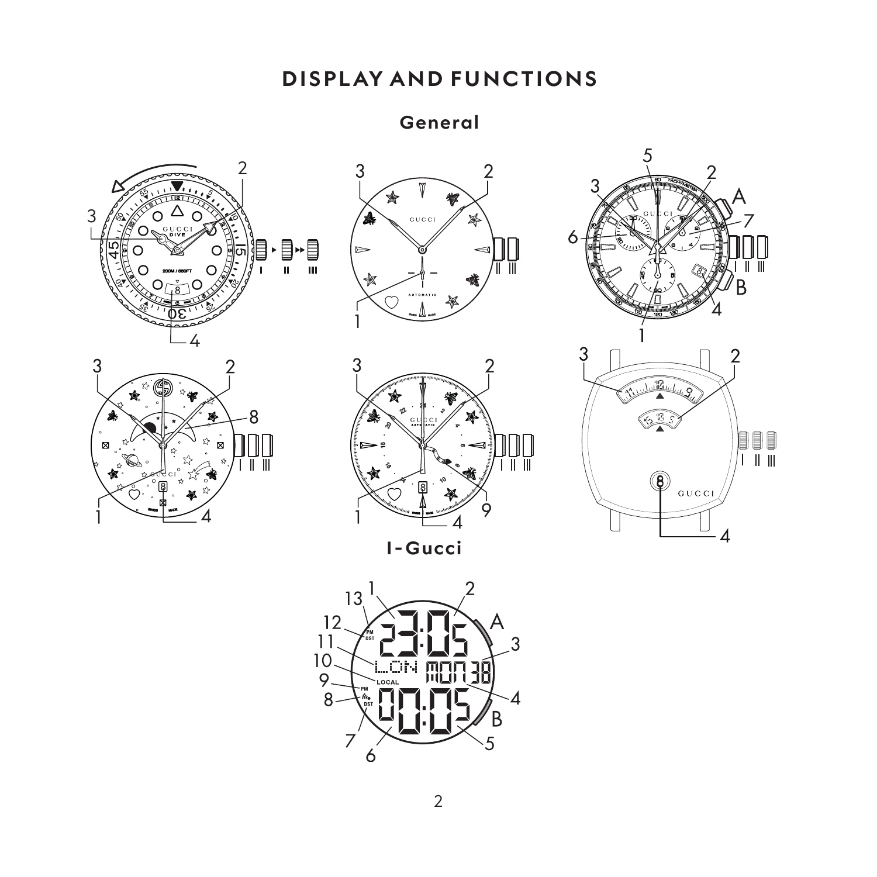# DISPLAY AND FUNCTIONS

## General

## I-Gucci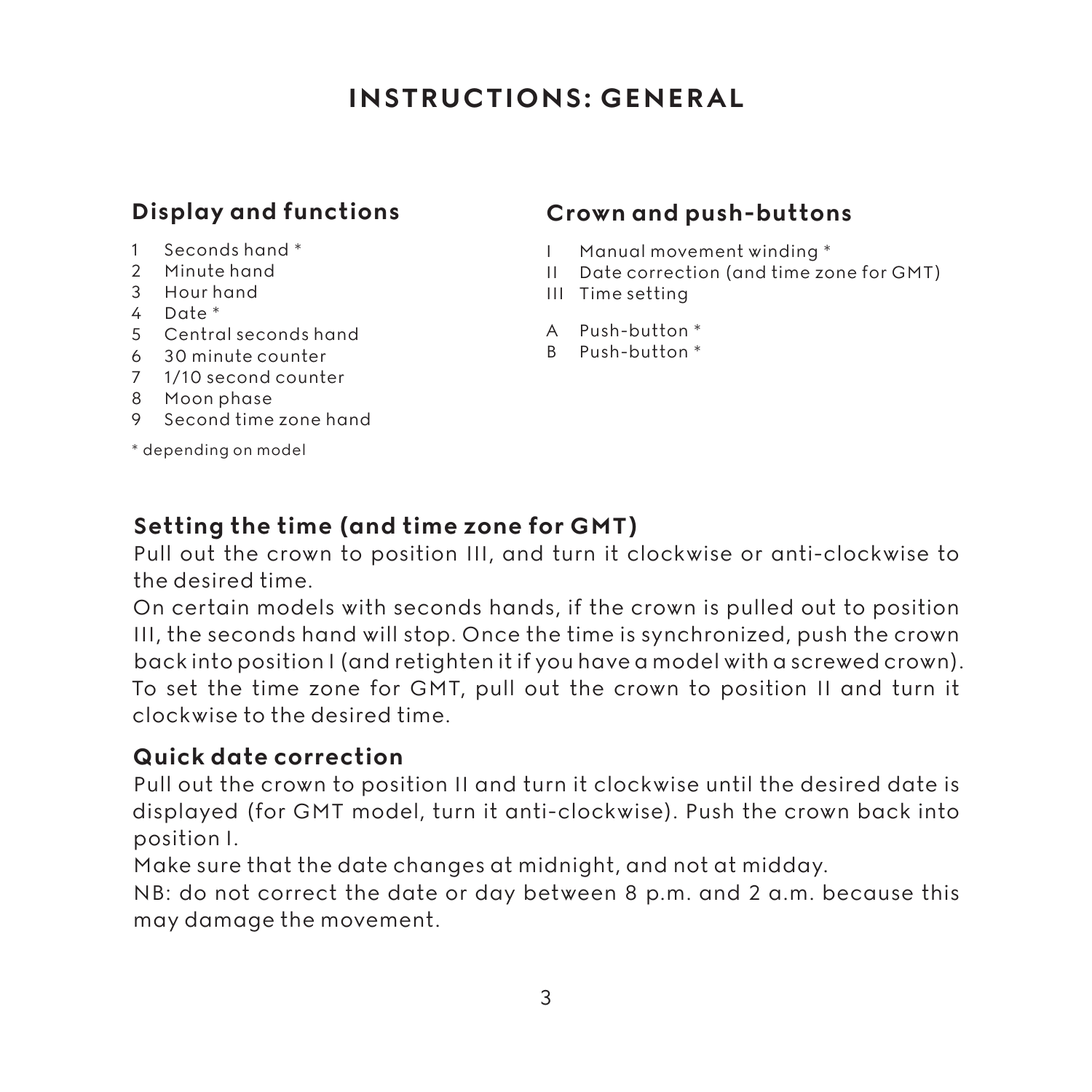# INSTRUCTIONS: GENERAL

## Display and functions

1. Seconds hand *
2. Minute hand
3. Hour hand
4. Date *
5. Central seconds hand
6. 30 minute counter
7. 1/10 second counter
8. Moon phase
9. Second time zone hand

* depending on model

## Crown and push-buttons

- I Manual movement winding *
- II Date correction (and time zone for GMT)
- III Time setting

- A Push-button *
- B Push-button *

## Setting the time (and time zone for GMT)

Pull out the crown to position III, and turn it clockwise or anti-clockwise to the desired time.

On certain models with seconds hands, if the crown is pulled out to position III, the seconds hand will stop. Once the time is synchronized, push the crown back into position I (and retighten it if you have a model with a screwed crown).

To set the time zone for GMT, pull out the crown to position II and turn it clockwise to the desired time.

## Quick date correction

Pull out the crown to position II and turn it clockwise until the desired date is displayed (for GMT model, turn it anti-clockwise). Push the crown back into position I.

Make sure that the date changes at midnight, and not at midday.

NB: do not correct the date or day between 8 p.m. and 2 a.m. because this may damage the movement.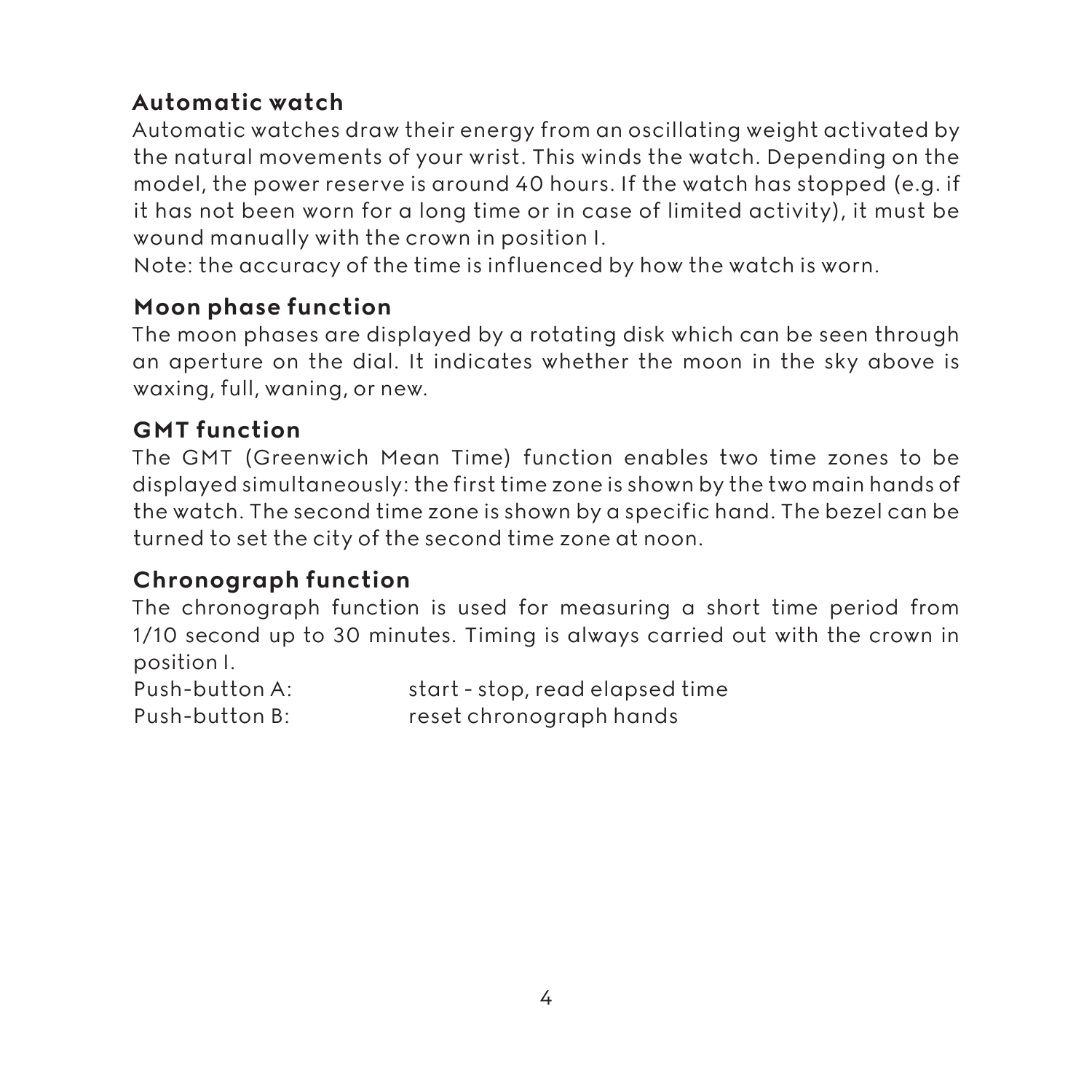## Automatic watch

Automatic watches draw their energy from an oscillating weight activated by the natural movements of your wrist. This winds the watch. Depending on the model, the power reserve is around 40 hours. If the watch has stopped (e.g. if it has not been worn for a long time or in case of limited activity), it must be wound manually with the crown in position I.

Note: the accuracy of the time is influenced by how the watch is worn.

## Moon phase function

The moon phases are displayed by a rotating disk which can be seen through an aperture on the dial. It indicates whether the moon in the sky above is waxing, full, waning, or new.

## GMT function

The GMT (Greenwich Mean Time) function enables two time zones to be displayed simultaneously: the first time zone is shown by the two main hands of the watch. The second time zone is shown by a specific hand. The bezel can be turned to set the city of the second time zone at noon.

## Chronograph function

The chronograph function is used for measuring a short time period from 1/10 second up to 30 minutes. Timing is always carried out with the crown in position I.

Push-button A: start - stop, read elapsed time
Push-button B: reset chronograph hands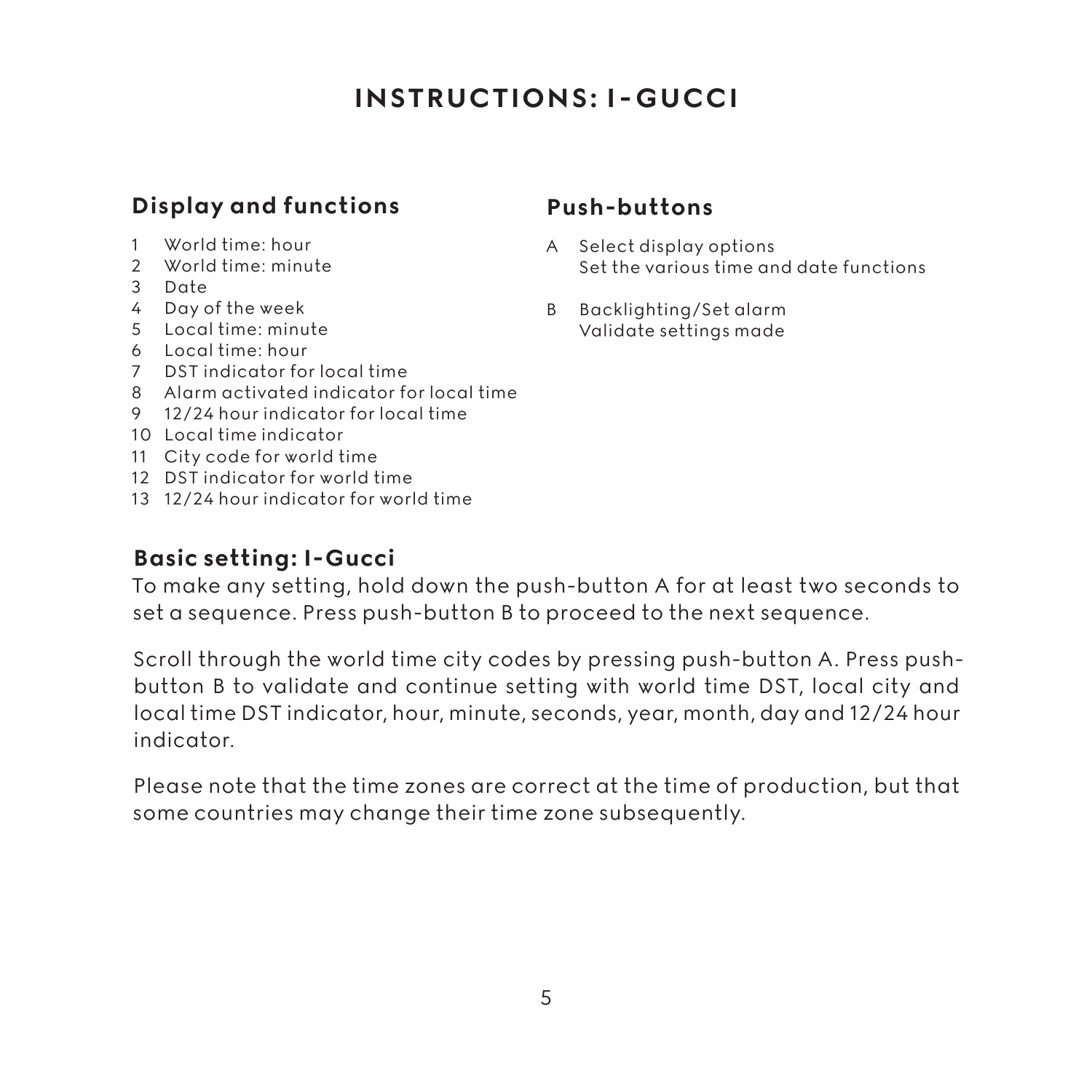# INSTRUCTIONS: I-GUCCI

## Display and functions

1 World time: hour
2 World time: minute
3 Date
4 Day of the week
5 Local time: minute
6 Local time: hour
7 DST indicator for local time
8 Alarm activated indicator for local time
9 12/24 hour indicator for local time
10 Local time indicator
11 City code for world time
12 DST indicator for world time
13 12/24 hour indicator for world time

## Push-buttons

A Select display options
Set the various time and date functions

B Backlighting/Set alarm
Validate settings made

## Basic setting: I-Gucci

To make any setting, hold down the push-button A for at least two seconds to set a sequence. Press push-button B to proceed to the next sequence.

Scroll through the world time city codes by pressing push-button A. Press push-button B to validate and continue setting with world time DST, local city and local time DST indicator, hour, minute, seconds, year, month, day and 12/24 hour indicator.

Please note that the time zones are correct at the time of production, but that some countries may change their time zone subsequently.